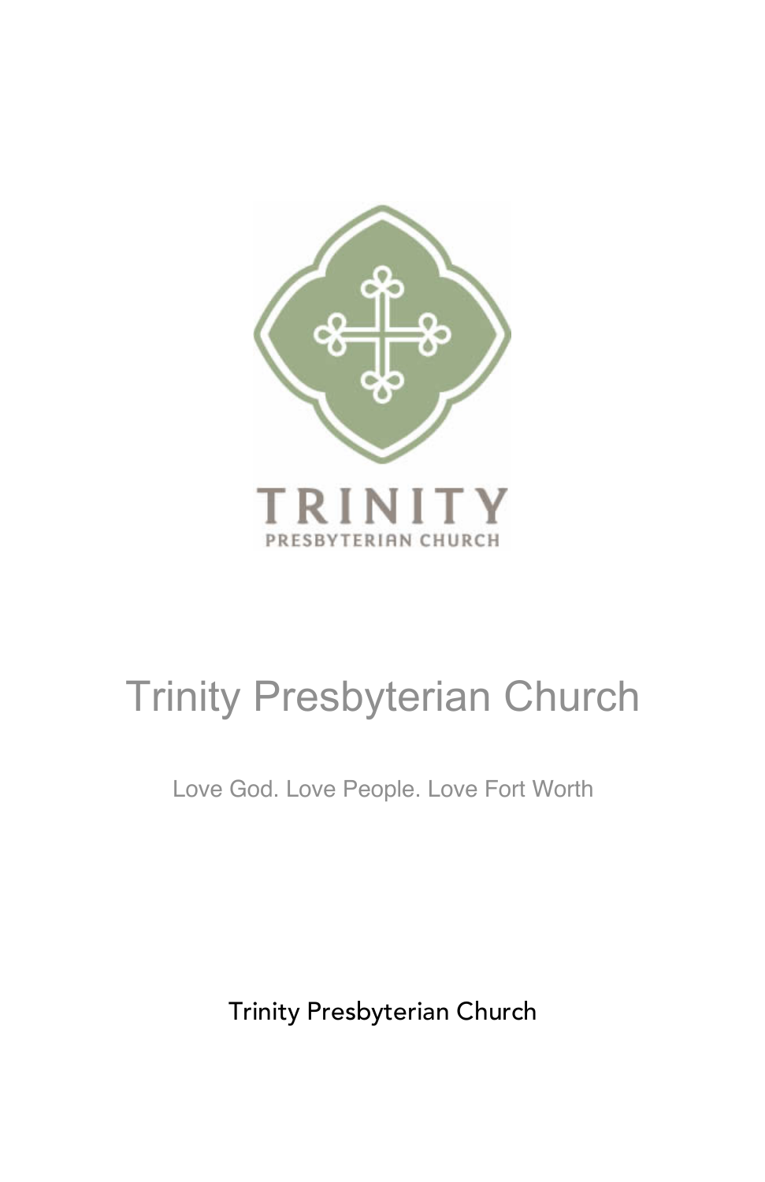# Trinity Presbyterian Church

Love God. Love People. Love Fort Worth

Trinity Presbyterian Church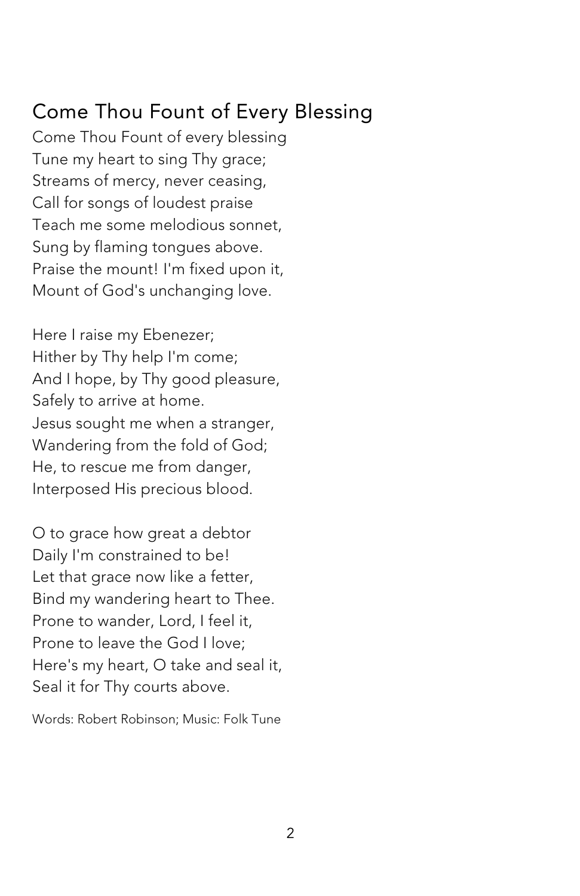## Come Thou Fount of Every Blessing

Come Thou Fount of every blessing
Tune my heart to sing Thy grace;
Streams of mercy, never ceasing,
Call for songs of loudest praise
Teach me some melodious sonnet,
Sung by flaming tongues above.
Praise the mount! I'm fixed upon it,
Mount of God's unchanging love.

Here I raise my Ebenezer;
Hither by Thy help I'm come;
And I hope, by Thy good pleasure,
Safely to arrive at home.
Jesus sought me when a stranger,
Wandering from the fold of God;
He, to rescue me from danger,
Interposed His precious blood.

O to grace how great a debtor
Daily I'm constrained to be!
Let that grace now like a fetter,
Bind my wandering heart to Thee.
Prone to wander, Lord, I feel it,
Prone to leave the God I love;
Here's my heart, O take and seal it,
Seal it for Thy courts above.

Words: Robert Robinson; Music: Folk Tune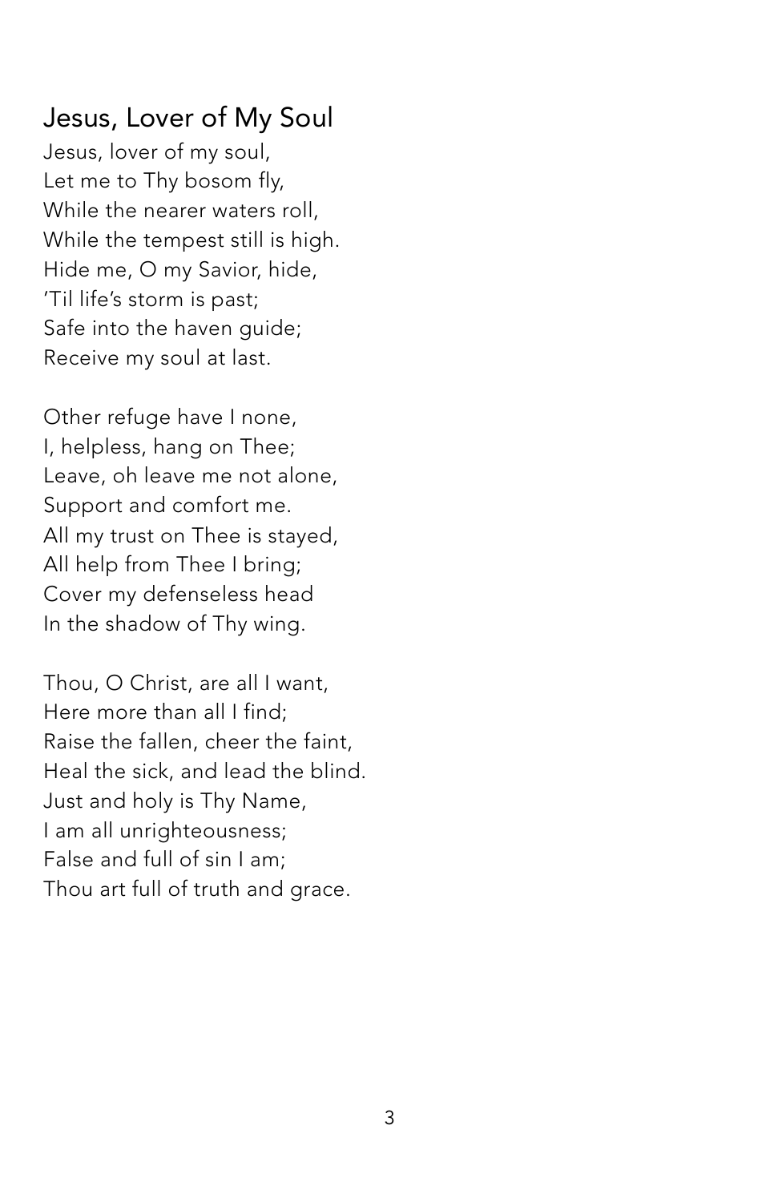## Jesus, Lover of My Soul

Jesus, lover of my soul,
Let me to Thy bosom fly,
While the nearer waters roll,
While the tempest still is high.
Hide me, O my Savior, hide,
'Til life's storm is past;
Safe into the haven guide;
Receive my soul at last.

Other refuge have I none,
I, helpless, hang on Thee;
Leave, oh leave me not alone,
Support and comfort me.
All my trust on Thee is stayed,
All help from Thee I bring;
Cover my defenseless head
In the shadow of Thy wing.

Thou, O Christ, are all I want,
Here more than all I find;
Raise the fallen, cheer the faint,
Heal the sick, and lead the blind.
Just and holy is Thy Name,
I am all unrighteousness;
False and full of sin I am;
Thou art full of truth and grace.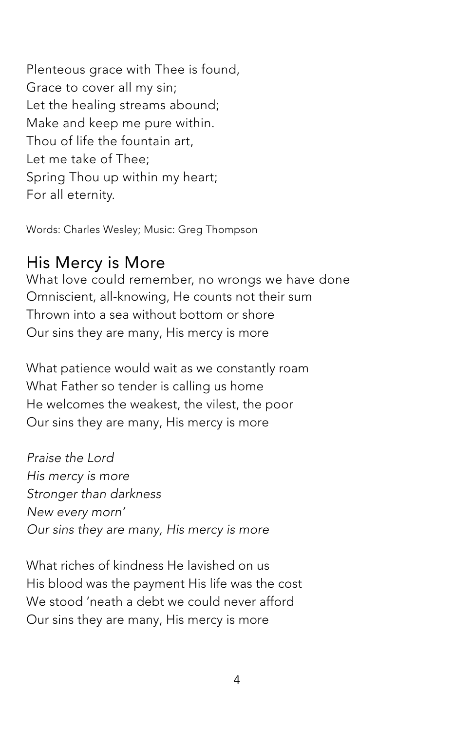Plenteous grace with Thee is found,
Grace to cover all my sin;
Let the healing streams abound;
Make and keep me pure within.
Thou of life the fountain art,
Let me take of Thee;
Spring Thou up within my heart;
For all eternity.

Words: Charles Wesley; Music: Greg Thompson

## His Mercy is More

What love could remember, no wrongs we have done
Omniscient, all-knowing, He counts not their sum
Thrown into a sea without bottom or shore
Our sins they are many, His mercy is more

What patience would wait as we constantly roam
What Father so tender is calling us home
He welcomes the weakest, the vilest, the poor
Our sins they are many, His mercy is more

*Praise the Lord*
*His mercy is more*
*Stronger than darkness*
*New every morn'*
*Our sins they are many, His mercy is more*

What riches of kindness He lavished on us
His blood was the payment His life was the cost
We stood 'neath a debt we could never afford
Our sins they are many, His mercy is more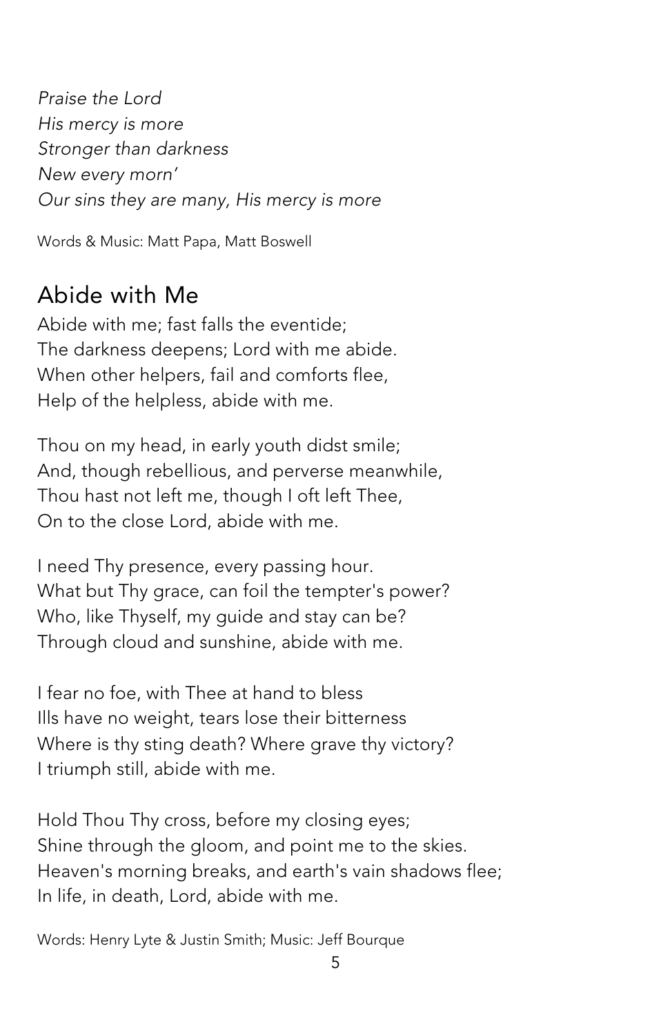*Praise the Lord*
*His mercy is more*
*Stronger than darkness*
*New every morn'*
*Our sins they are many, His mercy is more*

Words & Music: Matt Papa, Matt Boswell

## Abide with Me

Abide with me; fast falls the eventide;
The darkness deepens; Lord with me abide.
When other helpers, fail and comforts flee,
Help of the helpless, abide with me.

Thou on my head, in early youth didst smile;
And, though rebellious, and perverse meanwhile,
Thou hast not left me, though I oft left Thee,
On to the close Lord, abide with me.

I need Thy presence, every passing hour.
What but Thy grace, can foil the tempter's power?
Who, like Thyself, my guide and stay can be?
Through cloud and sunshine, abide with me.

I fear no foe, with Thee at hand to bless
Ills have no weight, tears lose their bitterness
Where is thy sting death? Where grave thy victory?
I triumph still, abide with me.

Hold Thou Thy cross, before my closing eyes;
Shine through the gloom, and point me to the skies.
Heaven's morning breaks, and earth's vain shadows flee;
In life, in death, Lord, abide with me.

Words: Henry Lyte & Justin Smith; Music: Jeff Bourque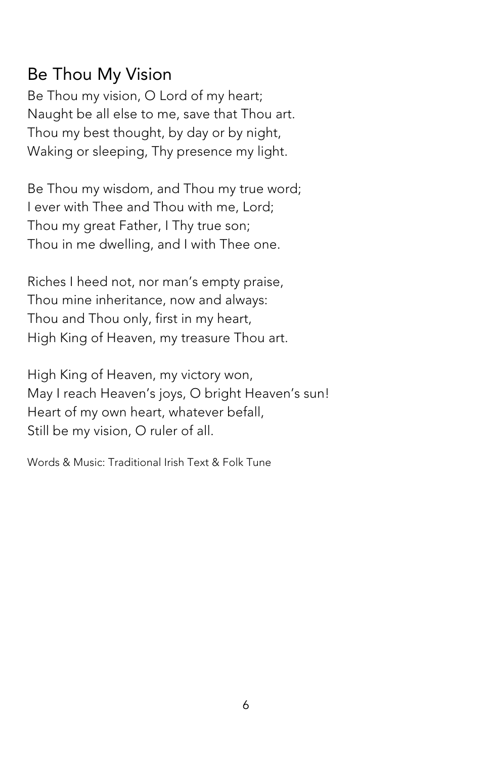## Be Thou My Vision

Be Thou my vision, O Lord of my heart;
Naught be all else to me, save that Thou art.
Thou my best thought, by day or by night,
Waking or sleeping, Thy presence my light.

Be Thou my wisdom, and Thou my true word;
I ever with Thee and Thou with me, Lord;
Thou my great Father, I Thy true son;
Thou in me dwelling, and I with Thee one.

Riches I heed not, nor man's empty praise,
Thou mine inheritance, now and always:
Thou and Thou only, first in my heart,
High King of Heaven, my treasure Thou art.

High King of Heaven, my victory won,
May I reach Heaven's joys, O bright Heaven's sun!
Heart of my own heart, whatever befall,
Still be my vision, O ruler of all.

Words & Music: Traditional Irish Text & Folk Tune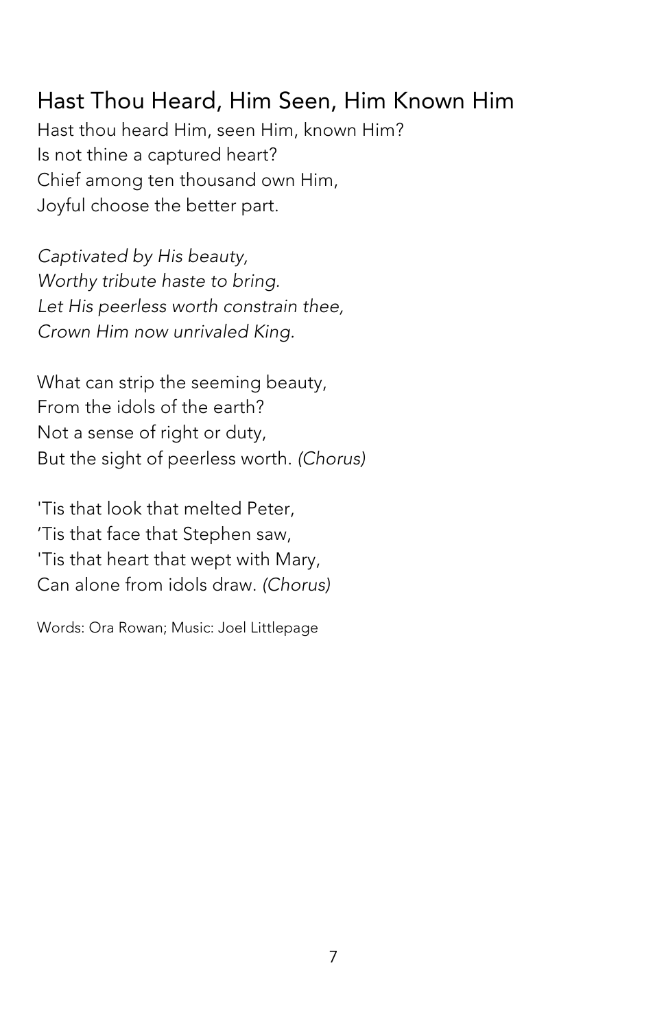## Hast Thou Heard, Him Seen, Him Known Him

Hast thou heard Him, seen Him, known Him?
Is not thine a captured heart?
Chief among ten thousand own Him,
Joyful choose the better part.

*Captivated by His beauty,*
*Worthy tribute haste to bring.*
*Let His peerless worth constrain thee,*
*Crown Him now unrivaled King.*

What can strip the seeming beauty,
From the idols of the earth?
Not a sense of right or duty,
But the sight of peerless worth. *(Chorus)*

'Tis that look that melted Peter,
'Tis that face that Stephen saw,
'Tis that heart that wept with Mary,
Can alone from idols draw. *(Chorus)*

Words: Ora Rowan; Music: Joel Littlepage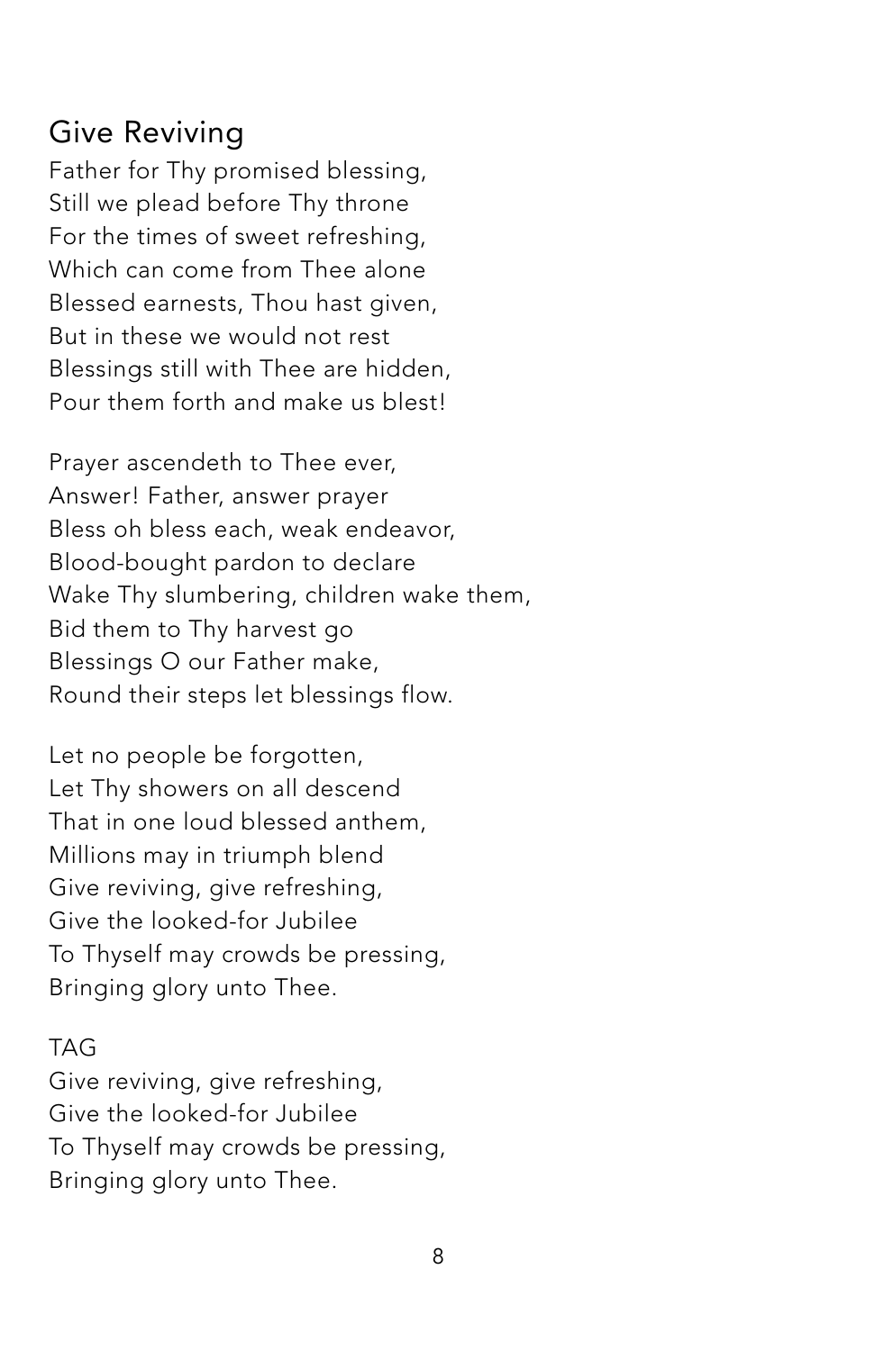## Give Reviving

Father for Thy promised blessing,
Still we plead before Thy throne
For the times of sweet refreshing,
Which can come from Thee alone
Blessed earnests, Thou hast given,
But in these we would not rest
Blessings still with Thee are hidden,
Pour them forth and make us blest!

Prayer ascendeth to Thee ever,
Answer! Father, answer prayer
Bless oh bless each, weak endeavor,
Blood-bought pardon to declare
Wake Thy slumbering, children wake them,
Bid them to Thy harvest go
Blessings O our Father make,
Round their steps let blessings flow.

Let no people be forgotten,
Let Thy showers on all descend
That in one loud blessed anthem,
Millions may in triumph blend
Give reviving, give refreshing,
Give the looked-for Jubilee
To Thyself may crowds be pressing,
Bringing glory unto Thee.

TAG
Give reviving, give refreshing,
Give the looked-for Jubilee
To Thyself may crowds be pressing,
Bringing glory unto Thee.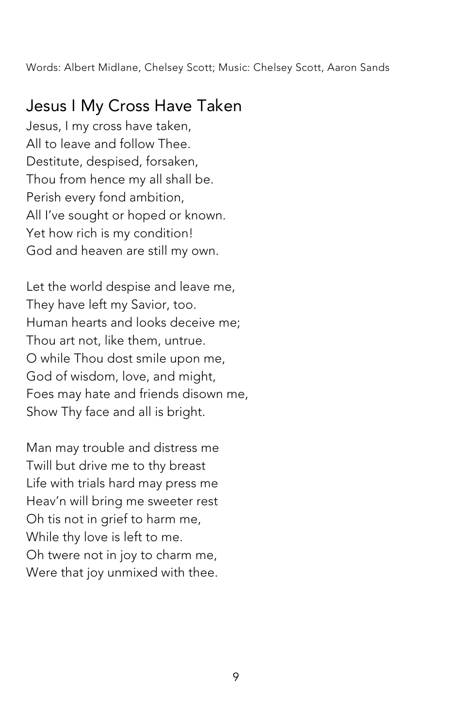Words: Albert Midlane, Chelsey Scott; Music: Chelsey Scott, Aaron Sands

## Jesus I My Cross Have Taken

Jesus, I my cross have taken,
All to leave and follow Thee.
Destitute, despised, forsaken,
Thou from hence my all shall be.
Perish every fond ambition,
All I've sought or hoped or known.
Yet how rich is my condition!
God and heaven are still my own.

Let the world despise and leave me,
They have left my Savior, too.
Human hearts and looks deceive me;
Thou art not, like them, untrue.
O while Thou dost smile upon me,
God of wisdom, love, and might,
Foes may hate and friends disown me,
Show Thy face and all is bright.

Man may trouble and distress me
Twill but drive me to thy breast
Life with trials hard may press me
Heav'n will bring me sweeter rest
Oh tis not in grief to harm me,
While thy love is left to me.
Oh twere not in joy to charm me,
Were that joy unmixed with thee.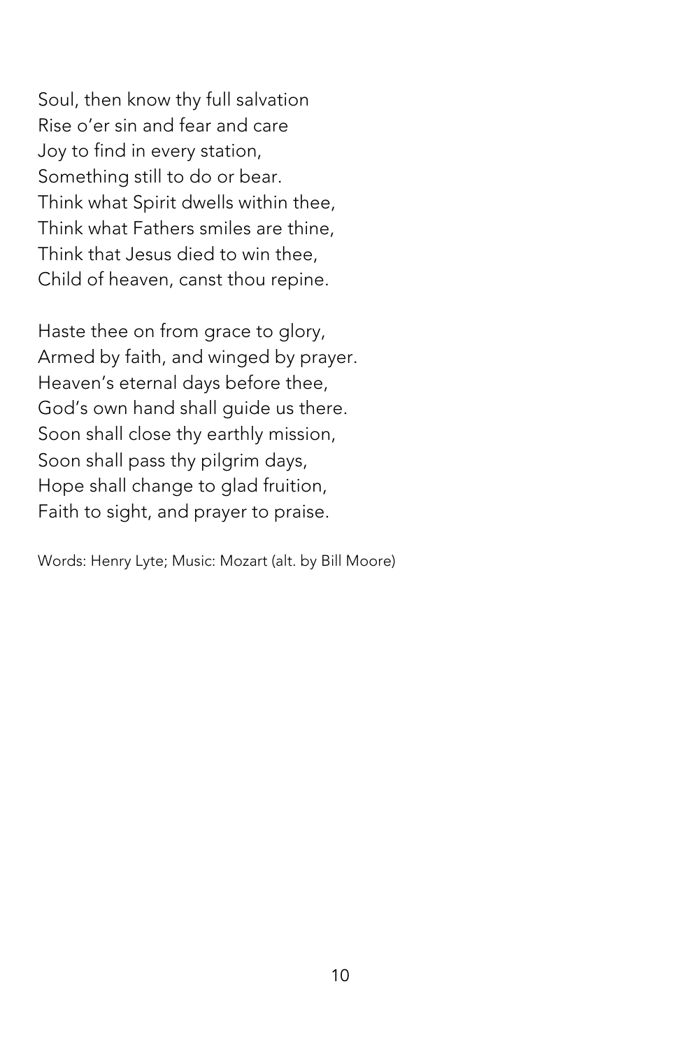Soul, then know thy full salvation
Rise o'er sin and fear and care
Joy to find in every station,
Something still to do or bear.
Think what Spirit dwells within thee,
Think what Fathers smiles are thine,
Think that Jesus died to win thee,
Child of heaven, canst thou repine.

Haste thee on from grace to glory,
Armed by faith, and winged by prayer.
Heaven's eternal days before thee,
God's own hand shall guide us there.
Soon shall close thy earthly mission,
Soon shall pass thy pilgrim days,
Hope shall change to glad fruition,
Faith to sight, and prayer to praise.

Words: Henry Lyte; Music: Mozart (alt. by Bill Moore)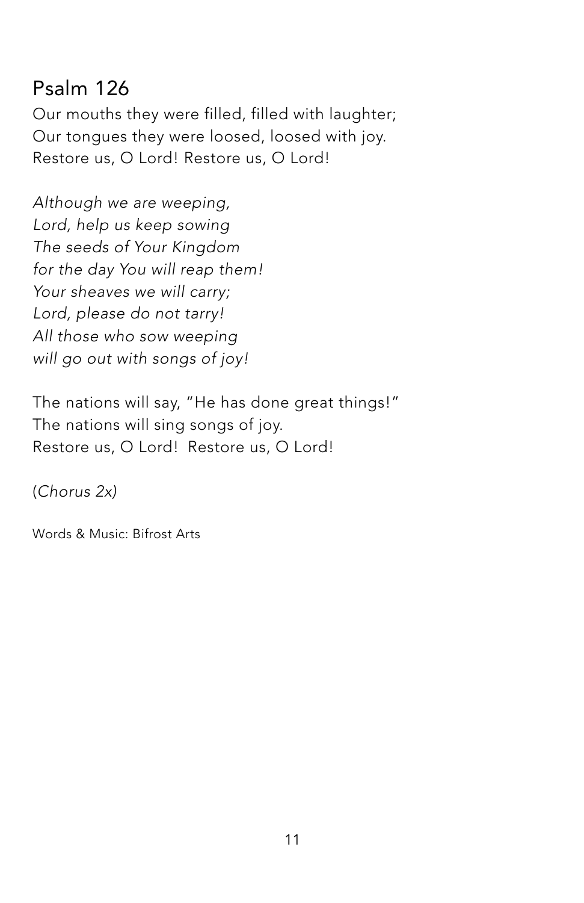## Psalm 126

Our mouths they were filled, filled with laughter;
Our tongues they were loosed, loosed with joy.
Restore us, O Lord! Restore us, O Lord!

*Although we are weeping,*
*Lord, help us keep sowing*
*The seeds of Your Kingdom*
*for the day You will reap them!*
*Your sheaves we will carry;*
*Lord, please do not tarry!*
*All those who sow weeping*
*will go out with songs of joy!*

The nations will say, "He has done great things!"
The nations will sing songs of joy.
Restore us, O Lord! Restore us, O Lord!

(*Chorus 2x)*

Words & Music: Bifrost Arts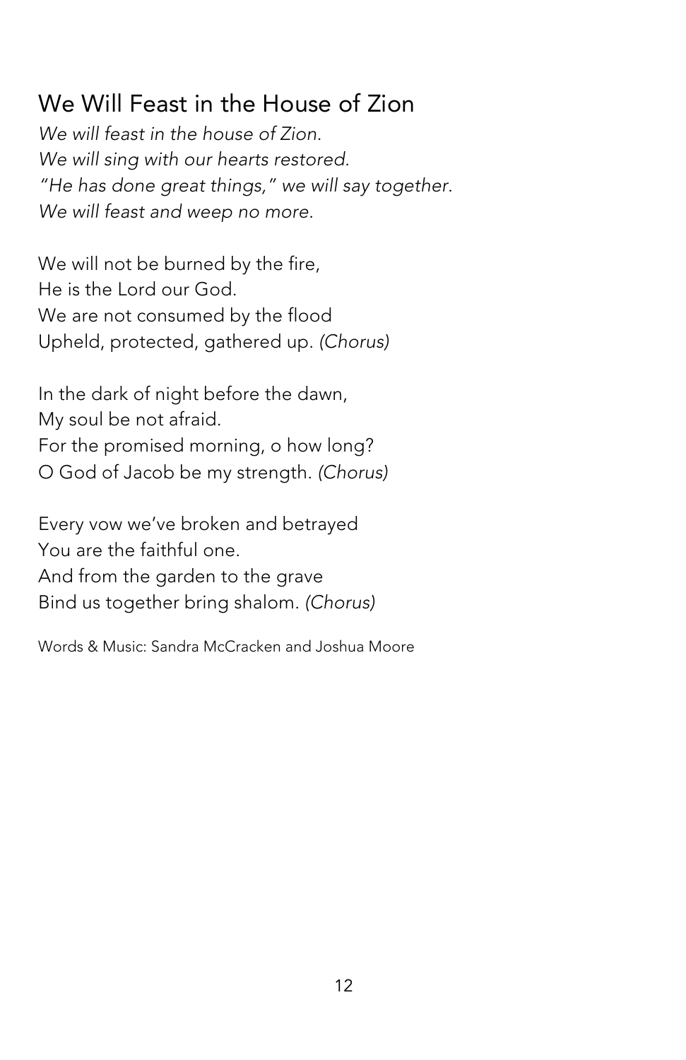## We Will Feast in the House of Zion

*We will feast in the house of Zion.*
*We will sing with our hearts restored.*
*"He has done great things," we will say together.*
*We will feast and weep no more.*

We will not be burned by the fire,
He is the Lord our God.
We are not consumed by the flood
Upheld, protected, gathered up. *(Chorus)*

In the dark of night before the dawn,
My soul be not afraid.
For the promised morning, o how long?
O God of Jacob be my strength. *(Chorus)*

Every vow we've broken and betrayed
You are the faithful one.
And from the garden to the grave
Bind us together bring shalom. *(Chorus)*

Words & Music: Sandra McCracken and Joshua Moore